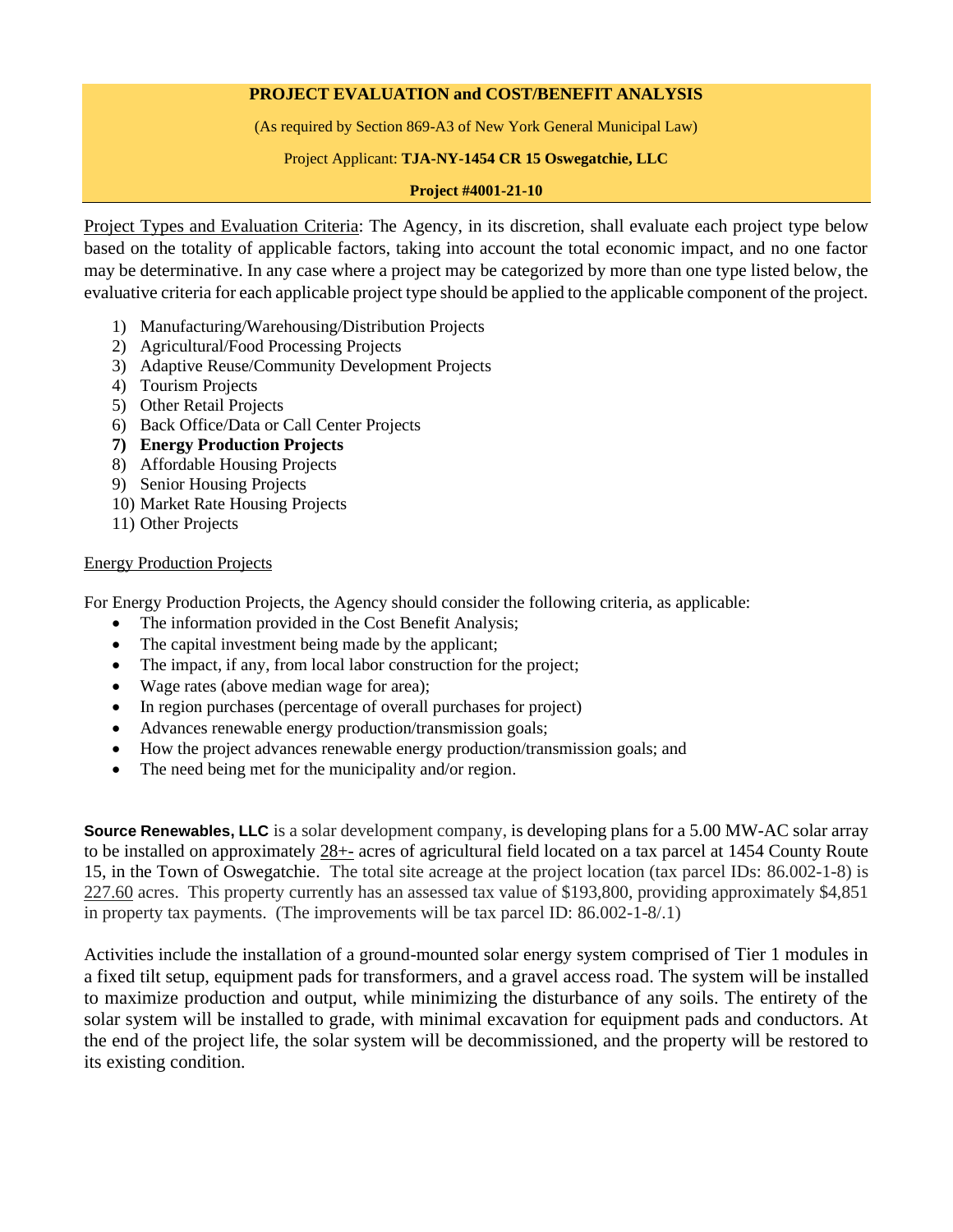**PROJECT EVALUATION and COST/BENEFIT ANALYSIS**

(As required by Section 869-A3 of New York General Municipal Law)

Project Applicant: **TJA-NY-1454 CR 15 Oswegatchie, LLC**

**Project #4001-21-10**

Project Types and Evaluation Criteria: The Agency, in its discretion, shall evaluate each project type below based on the totality of applicable factors, taking into account the total economic impact, and no one factor may be determinative. In any case where a project may be categorized by more than one type listed below, the evaluative criteria for each applicable project type should be applied to the applicable component of the project.

1) Manufacturing/Warehousing/Distribution Projects
2) Agricultural/Food Processing Projects
3) Adaptive Reuse/Community Development Projects
4) Tourism Projects
5) Other Retail Projects
6) Back Office/Data or Call Center Projects
7) **Energy Production Projects**
8) Affordable Housing Projects
9) Senior Housing Projects
10) Market Rate Housing Projects
11) Other Projects

Energy Production Projects

For Energy Production Projects, the Agency should consider the following criteria, as applicable:

- The information provided in the Cost Benefit Analysis;
- The capital investment being made by the applicant;
- The impact, if any, from local labor construction for the project;
- Wage rates (above median wage for area);
- In region purchases (percentage of overall purchases for project)
- Advances renewable energy production/transmission goals;
- How the project advances renewable energy production/transmission goals; and
- The need being met for the municipality and/or region.

**Source Renewables, LLC** is a solar development company, is developing plans for a 5.00 MW-AC solar array to be installed on approximately 28+- acres of agricultural field located on a tax parcel at 1454 County Route 15, in the Town of Oswegatchie. The total site acreage at the project location (tax parcel IDs: 86.002-1-8) is 227.60 acres. This property currently has an assessed tax value of $193,800, providing approximately $4,851 in property tax payments. (The improvements will be tax parcel ID: 86.002-1-8/.1)

Activities include the installation of a ground-mounted solar energy system comprised of Tier 1 modules in a fixed tilt setup, equipment pads for transformers, and a gravel access road. The system will be installed to maximize production and output, while minimizing the disturbance of any soils. The entirety of the solar system will be installed to grade, with minimal excavation for equipment pads and conductors. At the end of the project life, the solar system will be decommissioned, and the property will be restored to its existing condition.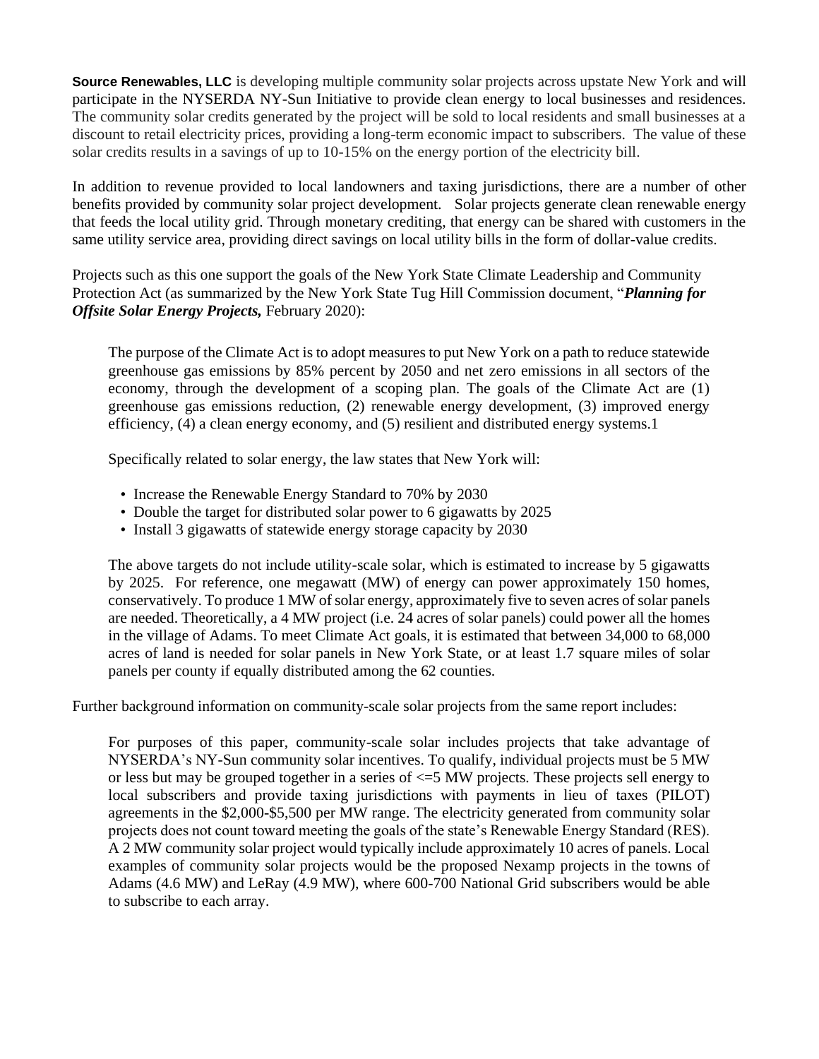**Source Renewables, LLC** is developing multiple community solar projects across upstate New York and will participate in the NYSERDA NY-Sun Initiative to provide clean energy to local businesses and residences. The community solar credits generated by the project will be sold to local residents and small businesses at a discount to retail electricity prices, providing a long-term economic impact to subscribers. The value of these solar credits results in a savings of up to 10-15% on the energy portion of the electricity bill.

In addition to revenue provided to local landowners and taxing jurisdictions, there are a number of other benefits provided by community solar project development. Solar projects generate clean renewable energy that feeds the local utility grid. Through monetary crediting, that energy can be shared with customers in the same utility service area, providing direct savings on local utility bills in the form of dollar-value credits.

Projects such as this one support the goals of the New York State Climate Leadership and Community Protection Act (as summarized by the New York State Tug Hill Commission document, "***Planning for Offsite Solar Energy Projects,*** February 2020):

> The purpose of the Climate Act is to adopt measures to put New York on a path to reduce statewide greenhouse gas emissions by 85% percent by 2050 and net zero emissions in all sectors of the economy, through the development of a scoping plan. The goals of the Climate Act are (1) greenhouse gas emissions reduction, (2) renewable energy development, (3) improved energy efficiency, (4) a clean energy economy, and (5) resilient and distributed energy systems.1
>
> Specifically related to solar energy, the law states that New York will:
>
> - Increase the Renewable Energy Standard to 70% by 2030
> - Double the target for distributed solar power to 6 gigawatts by 2025
> - Install 3 gigawatts of statewide energy storage capacity by 2030
>
> The above targets do not include utility-scale solar, which is estimated to increase by 5 gigawatts by 2025. For reference, one megawatt (MW) of energy can power approximately 150 homes, conservatively. To produce 1 MW of solar energy, approximately five to seven acres of solar panels are needed. Theoretically, a 4 MW project (i.e. 24 acres of solar panels) could power all the homes in the village of Adams. To meet Climate Act goals, it is estimated that between 34,000 to 68,000 acres of land is needed for solar panels in New York State, or at least 1.7 square miles of solar panels per county if equally distributed among the 62 counties.

Further background information on community-scale solar projects from the same report includes:

> For purposes of this paper, community-scale solar includes projects that take advantage of NYSERDA's NY-Sun community solar incentives. To qualify, individual projects must be 5 MW or less but may be grouped together in a series of <=5 MW projects. These projects sell energy to local subscribers and provide taxing jurisdictions with payments in lieu of taxes (PILOT) agreements in the $2,000-$5,500 per MW range. The electricity generated from community solar projects does not count toward meeting the goals of the state's Renewable Energy Standard (RES). A 2 MW community solar project would typically include approximately 10 acres of panels. Local examples of community solar projects would be the proposed Nexamp projects in the towns of Adams (4.6 MW) and LeRay (4.9 MW), where 600-700 National Grid subscribers would be able to subscribe to each array.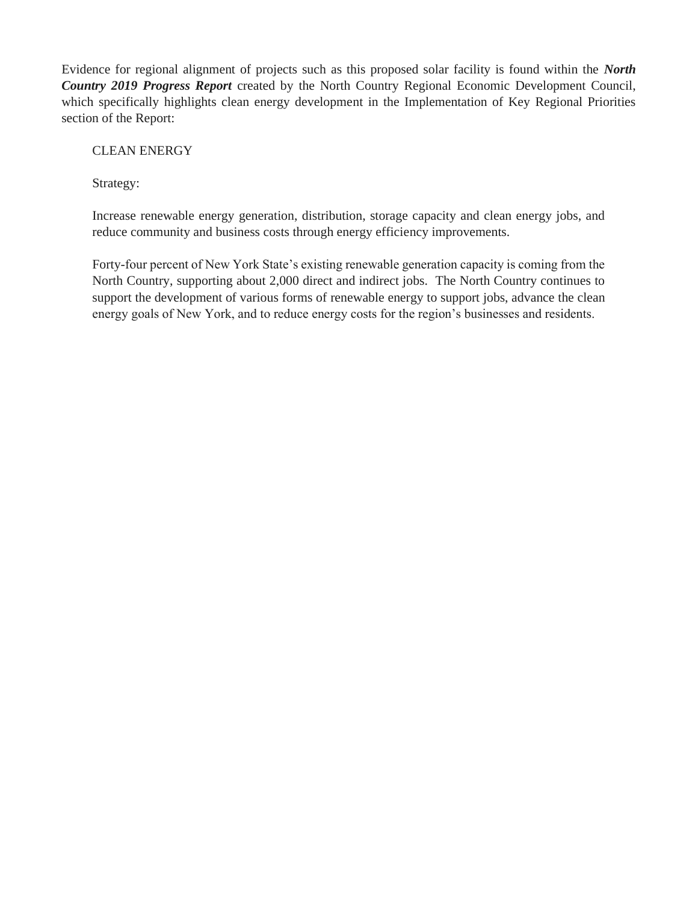Evidence for regional alignment of projects such as this proposed solar facility is found within the ***North Country 2019 Progress Report*** created by the North Country Regional Economic Development Council, which specifically highlights clean energy development in the Implementation of Key Regional Priorities section of the Report:

> CLEAN ENERGY
>
> Strategy:
>
> Increase renewable energy generation, distribution, storage capacity and clean energy jobs, and reduce community and business costs through energy efficiency improvements.
>
> Forty-four percent of New York State's existing renewable generation capacity is coming from the North Country, supporting about 2,000 direct and indirect jobs. The North Country continues to support the development of various forms of renewable energy to support jobs, advance the clean energy goals of New York, and to reduce energy costs for the region's businesses and residents.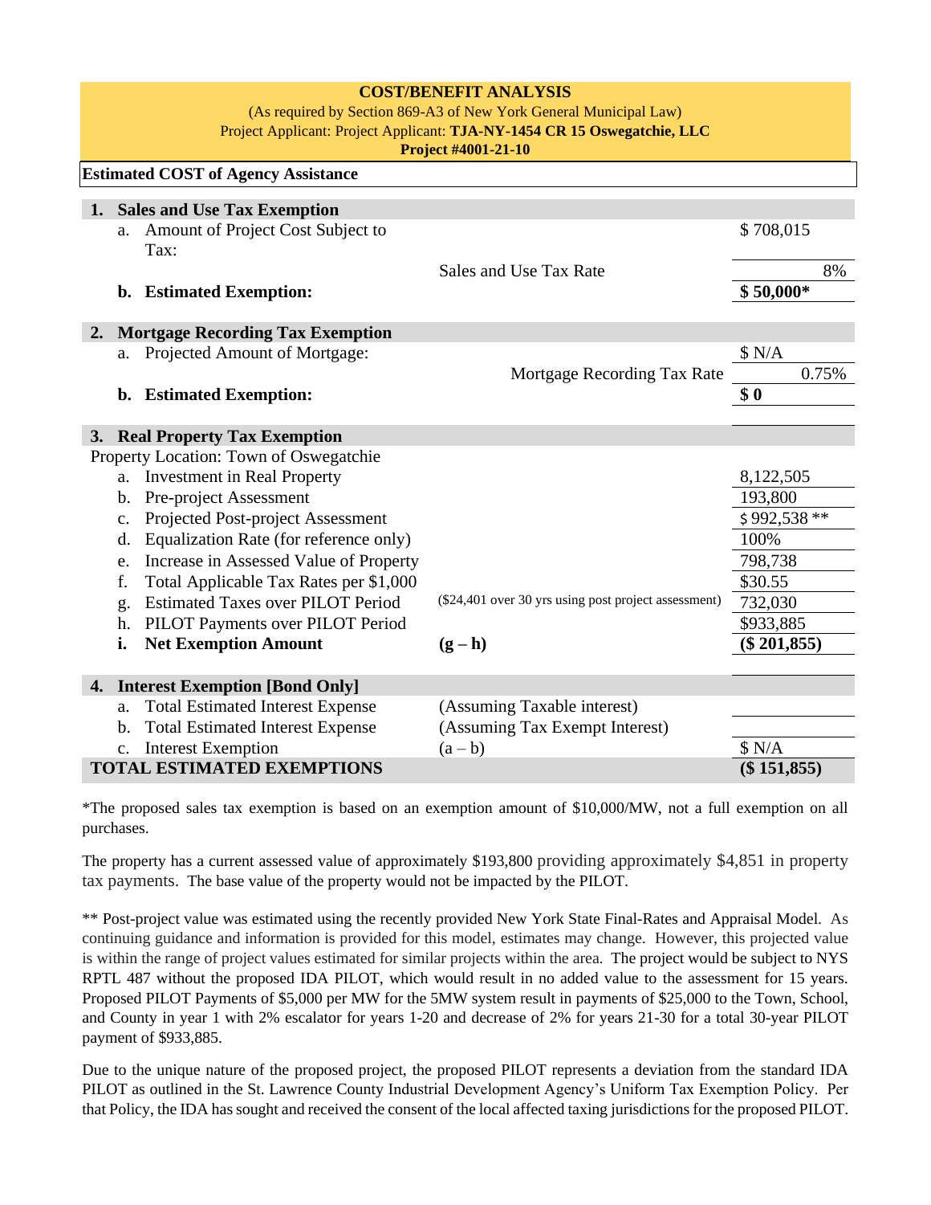## COST/BENEFIT ANALYSIS

(As required by Section 869-A3 of New York General Municipal Law)

Project Applicant: Project Applicant: **TJA-NY-1454 CR 15 Oswegatchie, LLC**

**Project #4001-21-10**

**Estimated COST of Agency Assistance**

| | | | |
|---|---|---|---|
| **1.** | **Sales and Use Tax Exemption** | | |
| | a. Amount of Project Cost Subject to Tax: | | $ 708,015 |
| | | Sales and Use Tax Rate | 8% |
| | **b. Estimated Exemption:** | | **$ 50,000*** |
| **2.** | **Mortgage Recording Tax Exemption** | | |
| | a. Projected Amount of Mortgage: | | $ N/A |
| | | Mortgage Recording Tax Rate | 0.75% |
| | **b. Estimated Exemption:** | | **$ 0** |
| **3.** | **Real Property Tax Exemption** | | |
| | Property Location: Town of Oswegatchie | | |
| | a. Investment in Real Property | | 8,122,505 |
| | b. Pre-project Assessment | | 193,800 |
| | c. Projected Post-project Assessment | | $ 992,538 ** |
| | d. Equalization Rate (for reference only) | | 100% |
| | e. Increase in Assessed Value of Property | | 798,738 |
| | f. Total Applicable Tax Rates per $1,000 | | $30.55 |
| | g. Estimated Taxes over PILOT Period | ($24,401 over 30 yrs using post project assessment) | 732,030 |
| | h. PILOT Payments over PILOT Period | | $933,885 |
| | **i. Net Exemption Amount** | **(g – h)** | **($ 201,855)** |
| **4.** | **Interest Exemption [Bond Only]** | | |
| | a. Total Estimated Interest Expense | (Assuming Taxable interest) | |
| | b. Total Estimated Interest Expense | (Assuming Tax Exempt Interest) | |
| | c. Interest Exemption | (a – b) | $ N/A |
| **TOTAL ESTIMATED EXEMPTIONS** | | | **($ 151,855)** |

*The proposed sales tax exemption is based on an exemption amount of $10,000/MW, not a full exemption on all purchases.

The property has a current assessed value of approximately $193,800 providing approximately $4,851 in property tax payments. The base value of the property would not be impacted by the PILOT.

** Post-project value was estimated using the recently provided New York State Final-Rates and Appraisal Model. As continuing guidance and information is provided for this model, estimates may change. However, this projected value is within the range of project values estimated for similar projects within the area. The project would be subject to NYS RPTL 487 without the proposed IDA PILOT, which would result in no added value to the assessment for 15 years. Proposed PILOT Payments of $5,000 per MW for the 5MW system result in payments of $25,000 to the Town, School, and County in year 1 with 2% escalator for years 1-20 and decrease of 2% for years 21-30 for a total 30-year PILOT payment of $933,885.

Due to the unique nature of the proposed project, the proposed PILOT represents a deviation from the standard IDA PILOT as outlined in the St. Lawrence County Industrial Development Agency's Uniform Tax Exemption Policy. Per that Policy, the IDA has sought and received the consent of the local affected taxing jurisdictions for the proposed PILOT.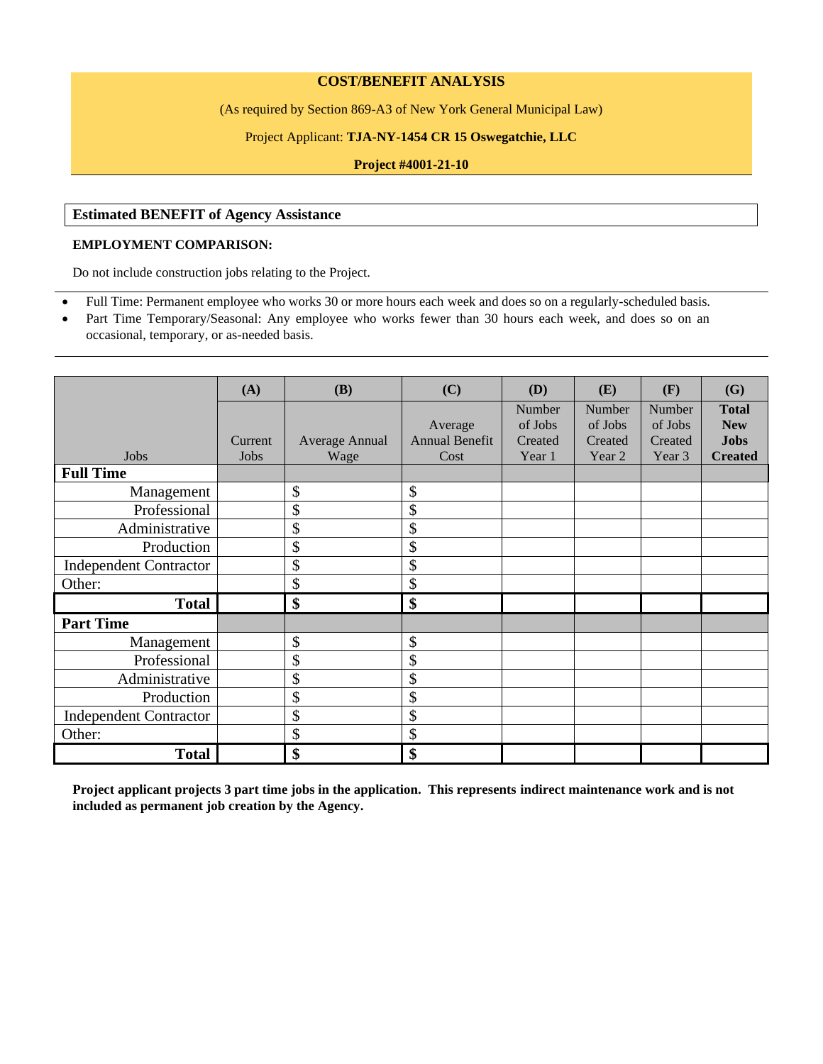## COST/BENEFIT ANALYSIS

(As required by Section 869-A3 of New York General Municipal Law)

Project Applicant: **TJA-NY-1454 CR 15 Oswegatchie, LLC**

**Project #4001-21-10**

### Estimated BENEFIT of Agency Assistance

**EMPLOYMENT COMPARISON:**

Do not include construction jobs relating to the Project.

- Full Time: Permanent employee who works 30 or more hours each week and does so on a regularly-scheduled basis.
- Part Time Temporary/Seasonal: Any employee who works fewer than 30 hours each week, and does so on an occasional, temporary, or as-needed basis.

| | (A) | (B) | (C) | (D) | (E) | (F) | (G) |
|---|---|---|---|---|---|---|---|
| Jobs | Current Jobs | Average Annual Wage | Average Annual Benefit Cost | Number of Jobs Created Year 1 | Number of Jobs Created Year 2 | Number of Jobs Created Year 3 | **Total New Jobs Created** |
| **Full Time** | | | | | | | |
| Management | | $ | $ | | | | |
| Professional | | $ | $ | | | | |
| Administrative | | $ | $ | | | | |
| Production | | $ | $ | | | | |
| Independent Contractor | | $ | $ | | | | |
| Other: | | $ | $ | | | | |
| **Total** | | **$** | **$** | | | | |
| **Part Time** | | | | | | | |
| Management | | $ | $ | | | | |
| Professional | | $ | $ | | | | |
| Administrative | | $ | $ | | | | |
| Production | | $ | $ | | | | |
| Independent Contractor | | $ | $ | | | | |
| Other: | | $ | $ | | | | |
| **Total** | | **$** | **$** | | | | |

**Project applicant projects 3 part time jobs in the application. This represents indirect maintenance work and is not included as permanent job creation by the Agency.**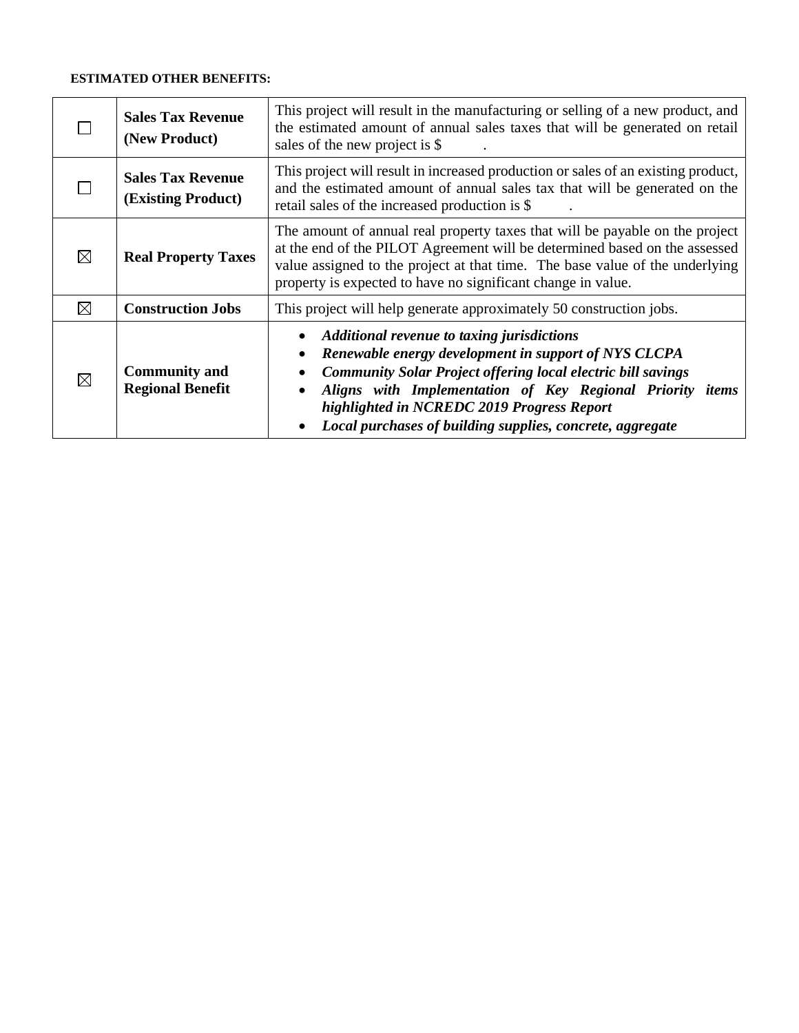**ESTIMATED OTHER BENEFITS:**

| | | |
|---|---|---|
| ☐ | **Sales Tax Revenue (New Product)** | This project will result in the manufacturing or selling of a new product, and the estimated amount of annual sales taxes that will be generated on retail sales of the new project is $ . |
| ☐ | **Sales Tax Revenue (Existing Product)** | This project will result in increased production or sales of an existing product, and the estimated amount of annual sales tax that will be generated on the retail sales of the increased production is $ . |
| ☒ | **Real Property Taxes** | The amount of annual real property taxes that will be payable on the project at the end of the PILOT Agreement will be determined based on the assessed value assigned to the project at that time. The base value of the underlying property is expected to have no significant change in value. |
| ☒ | **Construction Jobs** | This project will help generate approximately 50 construction jobs. |
| ☒ | **Community and Regional Benefit** | • ***Additional revenue to taxing jurisdictions*** <br> • ***Renewable energy development in support of NYS CLCPA*** <br> • ***Community Solar Project offering local electric bill savings*** <br> • ***Aligns with Implementation of Key Regional Priority items highlighted in NCREDC 2019 Progress Report*** <br> • ***Local purchases of building supplies, concrete, aggregate*** |